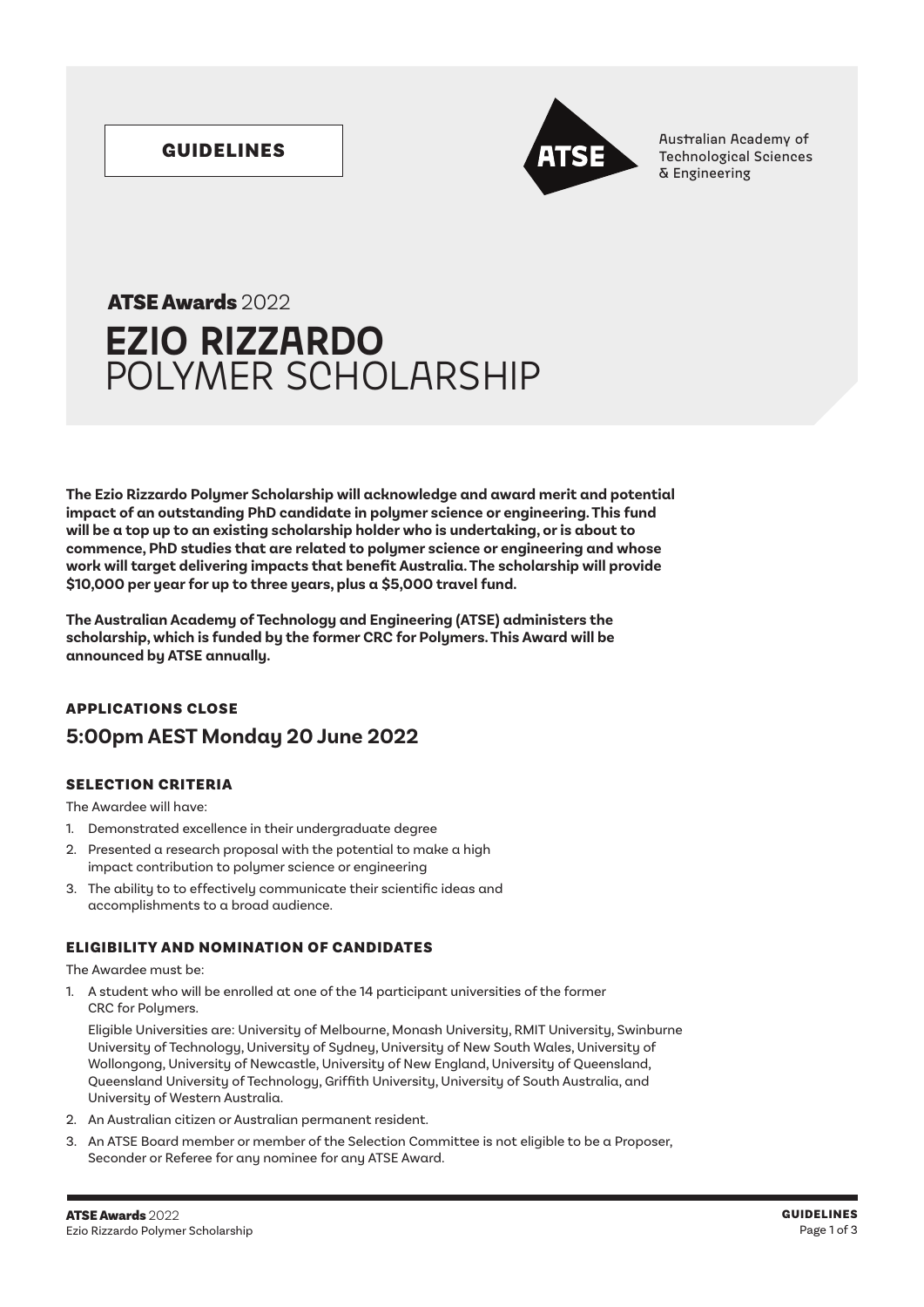GUIDELINES

Australian Academy of Technological Sciences & Engineering

**ATSE Awards** 2022

# EZIO RIZZARDO POLYMER SCHOLARSHIP

**The Ezio Rizzardo Polymer Scholarship will acknowledge and award merit and potential impact of an outstanding PhD candidate in polymer science or engineering. This fund will be a top up to an existing scholarship holder who is undertaking, or is about to commence, PhD studies that are related to polymer science or engineering and whose work will target delivering impacts that benefit Australia. The scholarship will provide $10,000 per year for up to three years, plus a $5,000 travel fund.**

**The Australian Academy of Technology and Engineering (ATSE) administers the scholarship, which is funded by the former CRC for Polymers. This Award will be announced by ATSE annually.**

## APPLICATIONS CLOSE

## 5:00pm AEST Monday 20 June 2022

### SELECTION CRITERIA

The Awardee will have:

1. Demonstrated excellence in their undergraduate degree
2. Presented a research proposal with the potential to make a high impact contribution to polymer science or engineering
3. The ability to to effectively communicate their scientific ideas and accomplishments to a broad audience.

### ELIGIBILITY AND NOMINATION OF CANDIDATES

The Awardee must be:

1. A student who will be enrolled at one of the 14 participant universities of the former CRC for Polymers.

   Eligible Universities are: University of Melbourne, Monash University, RMIT University, Swinburne University of Technology, University of Sydney, University of New South Wales, University of Wollongong, University of Newcastle, University of New England, University of Queensland, Queensland University of Technology, Griffith University, University of South Australia, and University of Western Australia.

2. An Australian citizen or Australian permanent resident.
3. An ATSE Board member or member of the Selection Committee is not eligible to be a Proposer, Seconder or Referee for any nominee for any ATSE Award.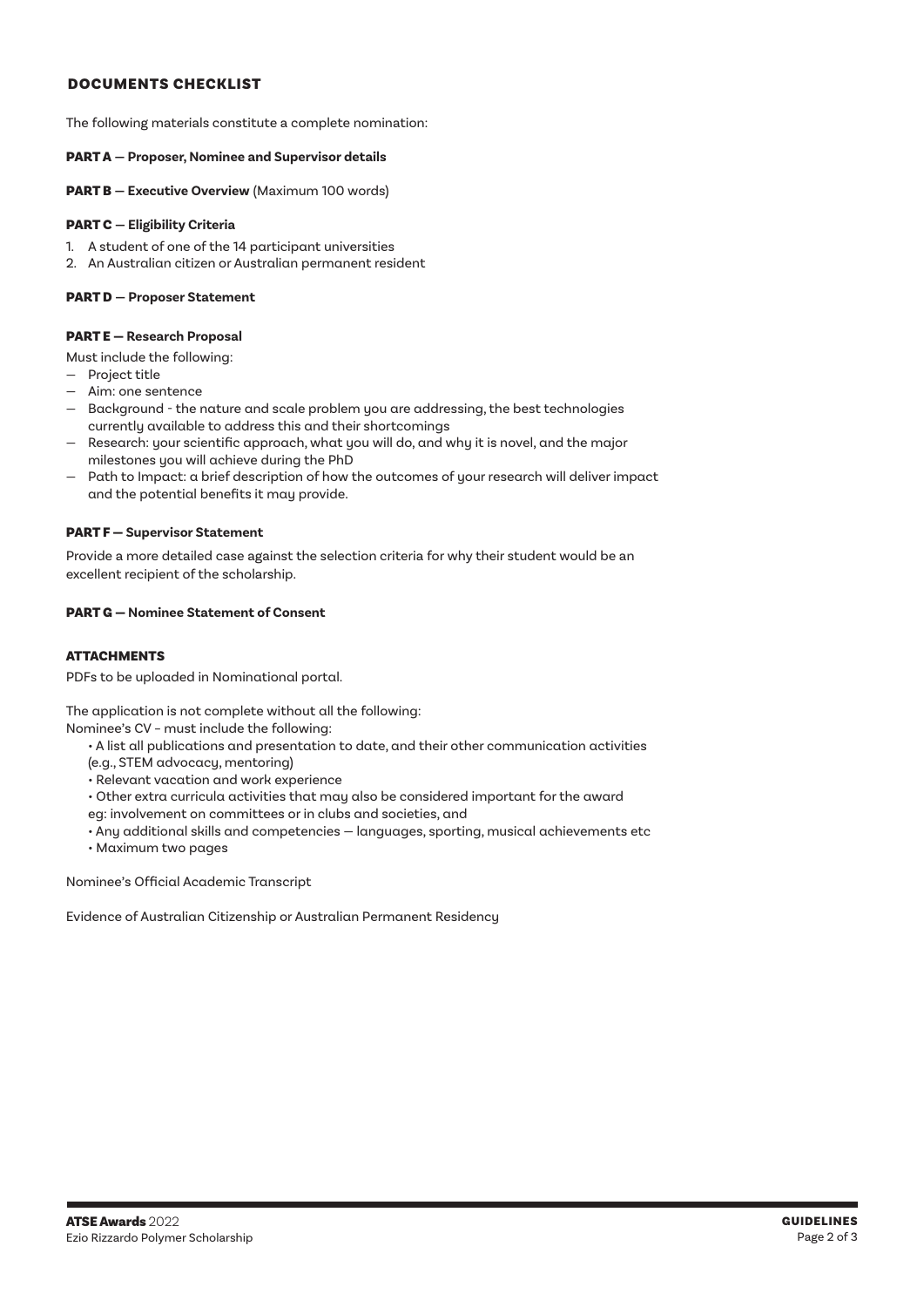## DOCUMENTS CHECKLIST

The following materials constitute a complete nomination:

**PART A — Proposer, Nominee and Supervisor details**

**PART B — Executive Overview** (Maximum 100 words)

**PART C — Eligibility Criteria**

1. A student of one of the 14 participant universities
2. An Australian citizen or Australian permanent resident

**PART D — Proposer Statement**

**PART E — Research Proposal**

Must include the following:

- Project title
- Aim: one sentence
- Background - the nature and scale problem you are addressing, the best technologies currently available to address this and their shortcomings
- Research: your scientific approach, what you will do, and why it is novel, and the major milestones you will achieve during the PhD
- Path to Impact: a brief description of how the outcomes of your research will deliver impact and the potential benefits it may provide.

**PART F — Supervisor Statement**

Provide a more detailed case against the selection criteria for why their student would be an excellent recipient of the scholarship.

**PART G — Nominee Statement of Consent**

**ATTACHMENTS**

PDFs to be uploaded in Nominational portal.

The application is not complete without all the following:

Nominee's CV - must include the following:

- A list all publications and presentation to date, and their other communication activities (e.g., STEM advocacy, mentoring)
- Relevant vacation and work experience
- Other extra curricula activities that may also be considered important for the award eg: involvement on committees or in clubs and societies, and
- Any additional skills and competencies — languages, sporting, musical achievements etc
- Maximum two pages

Nominee's Official Academic Transcript

Evidence of Australian Citizenship or Australian Permanent Residency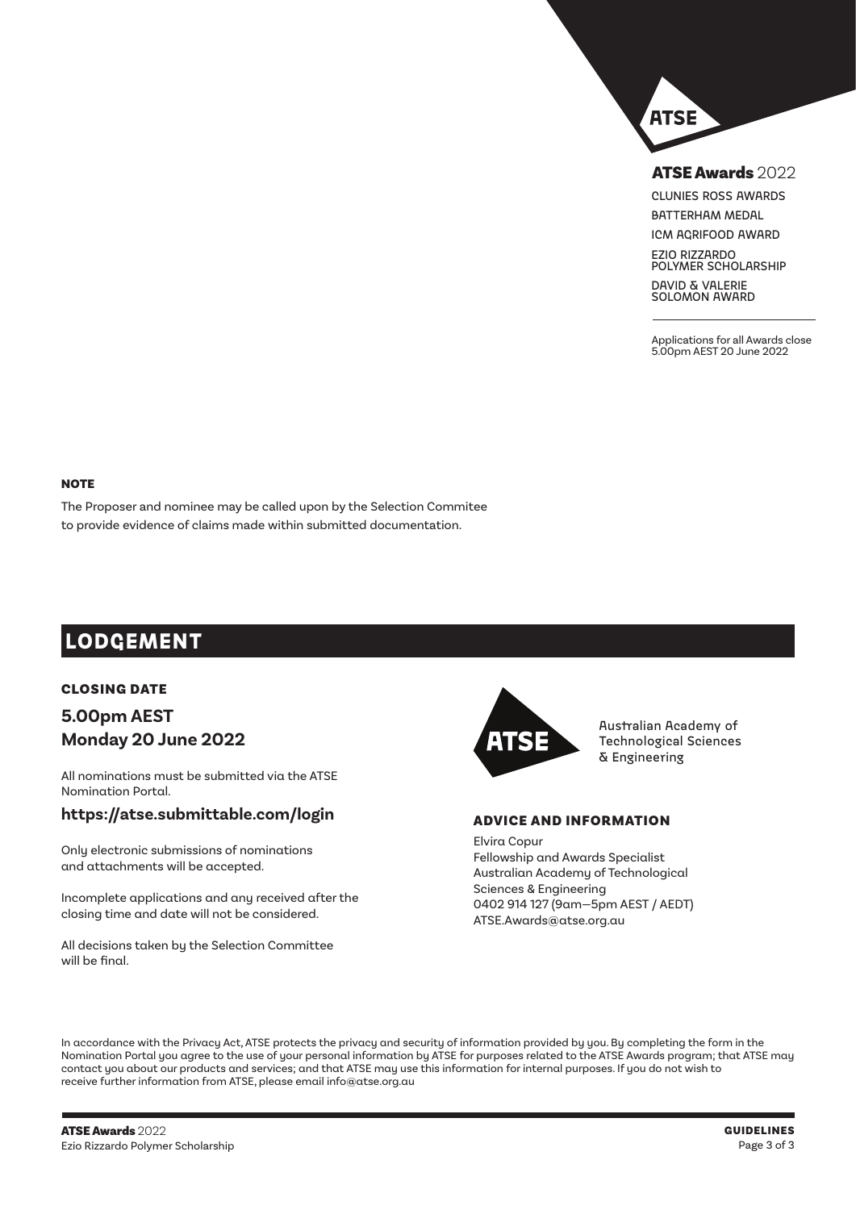**ATSE Awards** 2022

CLUNIES ROSS AWARDS

BATTERHAM MEDAL

ICM AGRIFOOD AWARD

EZIO RIZZARDO POLYMER SCHOLARSHIP

DAVID & VALERIE SOLOMON AWARD

Applications for all Awards close 5.00pm AEST 20 June 2022

#### NOTE

The Proposer and nominee may be called upon by the Selection Commitee to provide evidence of claims made within submitted documentation.

## LODGEMENT

### CLOSING DATE

**5.00pm AEST**
**Monday 20 June 2022**

All nominations must be submitted via the ATSE Nomination Portal.

**https://atse.submittable.com/login**

Only electronic submissions of nominations and attachments will be accepted.

Incomplete applications and any received after the closing time and date will not be considered.

All decisions taken by the Selection Committee will be final.

Australian Academy of Technological Sciences & Engineering

### ADVICE AND INFORMATION

Elvira Copur
Fellowship and Awards Specialist
Australian Academy of Technological Sciences & Engineering
0402 914 127 (9am—5pm AEST / AEDT)
ATSE.Awards@atse.org.au

In accordance with the Privacy Act, ATSE protects the privacy and security of information provided by you. By completing the form in the Nomination Portal you agree to the use of your personal information by ATSE for purposes related to the ATSE Awards program; that ATSE may contact you about our products and services; and that ATSE may use this information for internal purposes. If you do not wish to receive further information from ATSE, please email info@atse.org.au